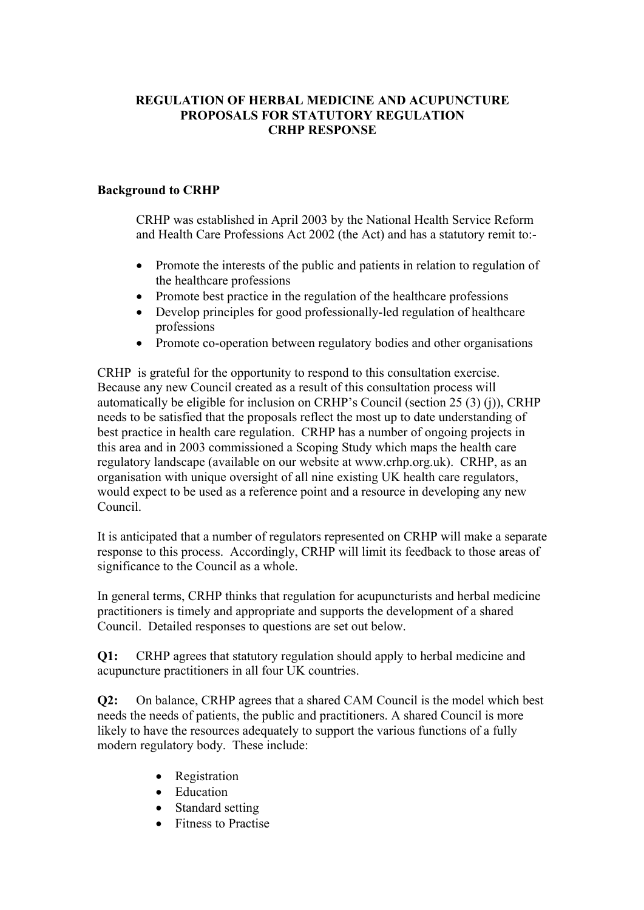# REGULATION OF HERBAL MEDICINE AND ACUPUNCTURE
# PROPOSALS FOR STATUTORY REGULATION
# CRHP RESPONSE

## Background to CRHP

CRHP was established in April 2003 by the National Health Service Reform and Health Care Professions Act 2002 (the Act) and has a statutory remit to:-

- Promote the interests of the public and patients in relation to regulation of the healthcare professions
- Promote best practice in the regulation of the healthcare professions
- Develop principles for good professionally-led regulation of healthcare professions
- Promote co-operation between regulatory bodies and other organisations

CRHP is grateful for the opportunity to respond to this consultation exercise. Because any new Council created as a result of this consultation process will automatically be eligible for inclusion on CRHP's Council (section 25 (3) (j)), CRHP needs to be satisfied that the proposals reflect the most up to date understanding of best practice in health care regulation. CRHP has a number of ongoing projects in this area and in 2003 commissioned a Scoping Study which maps the health care regulatory landscape (available on our website at www.crhp.org.uk). CRHP, as an organisation with unique oversight of all nine existing UK health care regulators, would expect to be used as a reference point and a resource in developing any new Council.

It is anticipated that a number of regulators represented on CRHP will make a separate response to this process. Accordingly, CRHP will limit its feedback to those areas of significance to the Council as a whole.

In general terms, CRHP thinks that regulation for acupuncturists and herbal medicine practitioners is timely and appropriate and supports the development of a shared Council. Detailed responses to questions are set out below.

**Q1:** CRHP agrees that statutory regulation should apply to herbal medicine and acupuncture practitioners in all four UK countries.

**Q2:** On balance, CRHP agrees that a shared CAM Council is the model which best needs the needs of patients, the public and practitioners. A shared Council is more likely to have the resources adequately to support the various functions of a fully modern regulatory body. These include:

- Registration
- Education
- Standard setting
- Fitness to Practise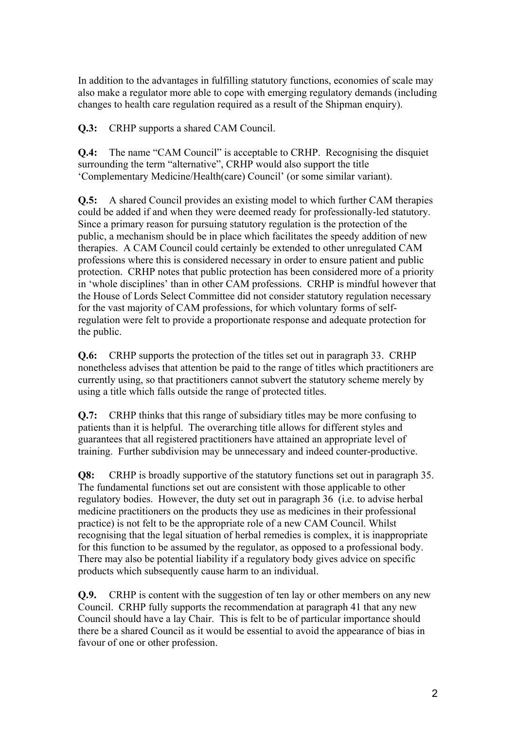In addition to the advantages in fulfilling statutory functions, economies of scale may also make a regulator more able to cope with emerging regulatory demands (including changes to health care regulation required as a result of the Shipman enquiry).

**Q.3:** CRHP supports a shared CAM Council.

**Q.4:** The name "CAM Council" is acceptable to CRHP. Recognising the disquiet surrounding the term "alternative", CRHP would also support the title 'Complementary Medicine/Health(care) Council' (or some similar variant).

**Q.5:** A shared Council provides an existing model to which further CAM therapies could be added if and when they were deemed ready for professionally-led statutory. Since a primary reason for pursuing statutory regulation is the protection of the public, a mechanism should be in place which facilitates the speedy addition of new therapies. A CAM Council could certainly be extended to other unregulated CAM professions where this is considered necessary in order to ensure patient and public protection. CRHP notes that public protection has been considered more of a priority in 'whole disciplines' than in other CAM professions. CRHP is mindful however that the House of Lords Select Committee did not consider statutory regulation necessary for the vast majority of CAM professions, for which voluntary forms of self-regulation were felt to provide a proportionate response and adequate protection for the public.

**Q.6:** CRHP supports the protection of the titles set out in paragraph 33. CRHP nonetheless advises that attention be paid to the range of titles which practitioners are currently using, so that practitioners cannot subvert the statutory scheme merely by using a title which falls outside the range of protected titles.

**Q.7:** CRHP thinks that this range of subsidiary titles may be more confusing to patients than it is helpful. The overarching title allows for different styles and guarantees that all registered practitioners have attained an appropriate level of training. Further subdivision may be unnecessary and indeed counter-productive.

**Q8:** CRHP is broadly supportive of the statutory functions set out in paragraph 35. The fundamental functions set out are consistent with those applicable to other regulatory bodies. However, the duty set out in paragraph 36 (i.e. to advise herbal medicine practitioners on the products they use as medicines in their professional practice) is not felt to be the appropriate role of a new CAM Council. Whilst recognising that the legal situation of herbal remedies is complex, it is inappropriate for this function to be assumed by the regulator, as opposed to a professional body. There may also be potential liability if a regulatory body gives advice on specific products which subsequently cause harm to an individual.

**Q.9.** CRHP is content with the suggestion of ten lay or other members on any new Council. CRHP fully supports the recommendation at paragraph 41 that any new Council should have a lay Chair. This is felt to be of particular importance should there be a shared Council as it would be essential to avoid the appearance of bias in favour of one or other profession.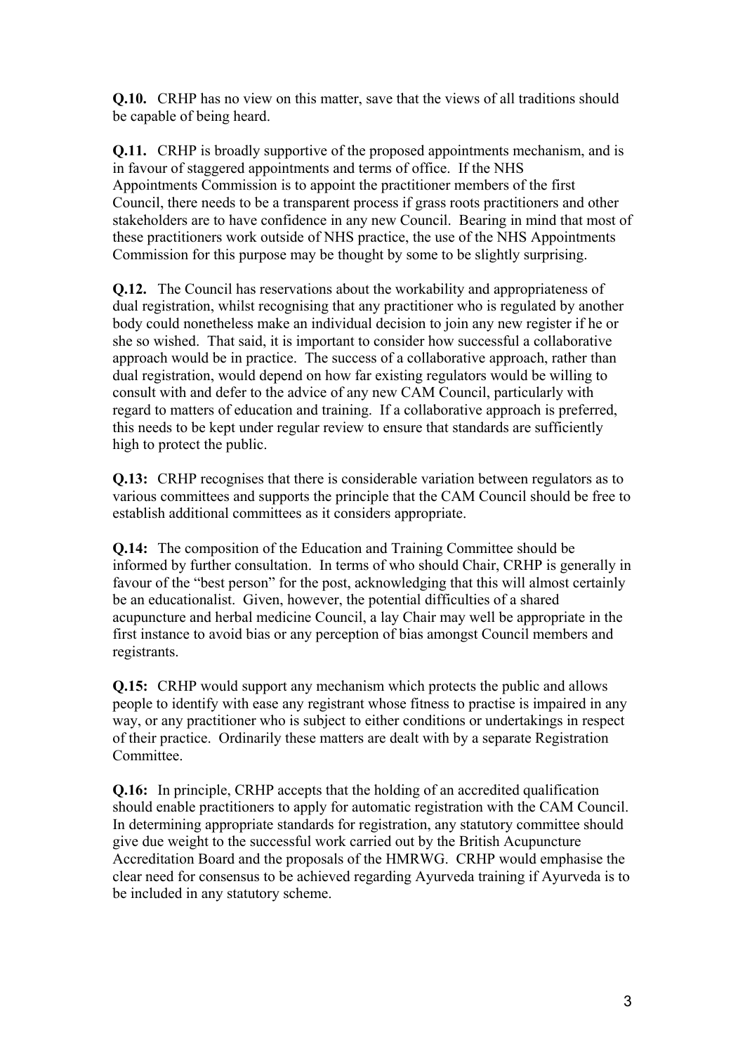**Q.10.** CRHP has no view on this matter, save that the views of all traditions should be capable of being heard.

**Q.11.** CRHP is broadly supportive of the proposed appointments mechanism, and is in favour of staggered appointments and terms of office. If the NHS Appointments Commission is to appoint the practitioner members of the first Council, there needs to be a transparent process if grass roots practitioners and other stakeholders are to have confidence in any new Council. Bearing in mind that most of these practitioners work outside of NHS practice, the use of the NHS Appointments Commission for this purpose may be thought by some to be slightly surprising.

**Q.12.** The Council has reservations about the workability and appropriateness of dual registration, whilst recognising that any practitioner who is regulated by another body could nonetheless make an individual decision to join any new register if he or she so wished. That said, it is important to consider how successful a collaborative approach would be in practice. The success of a collaborative approach, rather than dual registration, would depend on how far existing regulators would be willing to consult with and defer to the advice of any new CAM Council, particularly with regard to matters of education and training. If a collaborative approach is preferred, this needs to be kept under regular review to ensure that standards are sufficiently high to protect the public.

**Q.13:** CRHP recognises that there is considerable variation between regulators as to various committees and supports the principle that the CAM Council should be free to establish additional committees as it considers appropriate.

**Q.14:** The composition of the Education and Training Committee should be informed by further consultation. In terms of who should Chair, CRHP is generally in favour of the "best person" for the post, acknowledging that this will almost certainly be an educationalist. Given, however, the potential difficulties of a shared acupuncture and herbal medicine Council, a lay Chair may well be appropriate in the first instance to avoid bias or any perception of bias amongst Council members and registrants.

**Q.15:** CRHP would support any mechanism which protects the public and allows people to identify with ease any registrant whose fitness to practise is impaired in any way, or any practitioner who is subject to either conditions or undertakings in respect of their practice. Ordinarily these matters are dealt with by a separate Registration Committee.

**Q.16:** In principle, CRHP accepts that the holding of an accredited qualification should enable practitioners to apply for automatic registration with the CAM Council. In determining appropriate standards for registration, any statutory committee should give due weight to the successful work carried out by the British Acupuncture Accreditation Board and the proposals of the HMRWG. CRHP would emphasise the clear need for consensus to be achieved regarding Ayurveda training if Ayurveda is to be included in any statutory scheme.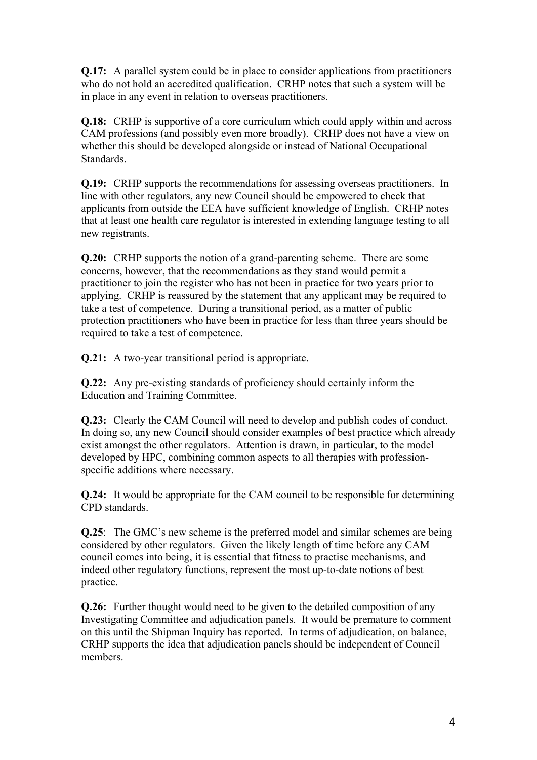**Q.17:** A parallel system could be in place to consider applications from practitioners who do not hold an accredited qualification. CRHP notes that such a system will be in place in any event in relation to overseas practitioners.

**Q.18:** CRHP is supportive of a core curriculum which could apply within and across CAM professions (and possibly even more broadly). CRHP does not have a view on whether this should be developed alongside or instead of National Occupational Standards.

**Q.19:** CRHP supports the recommendations for assessing overseas practitioners. In line with other regulators, any new Council should be empowered to check that applicants from outside the EEA have sufficient knowledge of English. CRHP notes that at least one health care regulator is interested in extending language testing to all new registrants.

**Q.20:** CRHP supports the notion of a grand-parenting scheme. There are some concerns, however, that the recommendations as they stand would permit a practitioner to join the register who has not been in practice for two years prior to applying. CRHP is reassured by the statement that any applicant may be required to take a test of competence. During a transitional period, as a matter of public protection practitioners who have been in practice for less than three years should be required to take a test of competence.

**Q.21:** A two-year transitional period is appropriate.

**Q.22:** Any pre-existing standards of proficiency should certainly inform the Education and Training Committee.

**Q.23:** Clearly the CAM Council will need to develop and publish codes of conduct. In doing so, any new Council should consider examples of best practice which already exist amongst the other regulators. Attention is drawn, in particular, to the model developed by HPC, combining common aspects to all therapies with profession-specific additions where necessary.

**Q.24:** It would be appropriate for the CAM council to be responsible for determining CPD standards.

**Q.25**: The GMC's new scheme is the preferred model and similar schemes are being considered by other regulators. Given the likely length of time before any CAM council comes into being, it is essential that fitness to practise mechanisms, and indeed other regulatory functions, represent the most up-to-date notions of best practice.

**Q.26:** Further thought would need to be given to the detailed composition of any Investigating Committee and adjudication panels. It would be premature to comment on this until the Shipman Inquiry has reported. In terms of adjudication, on balance, CRHP supports the idea that adjudication panels should be independent of Council members.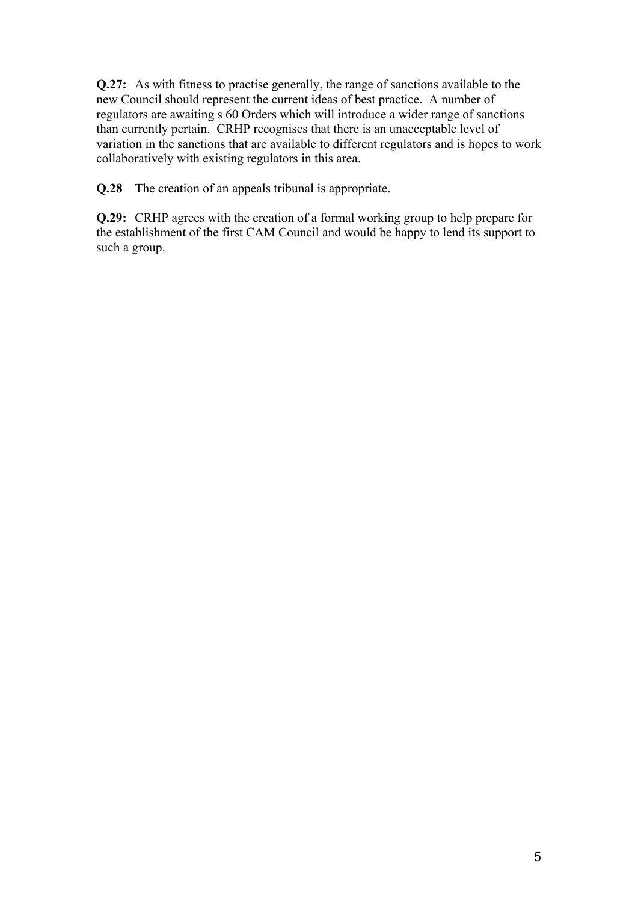**Q.27:** As with fitness to practise generally, the range of sanctions available to the new Council should represent the current ideas of best practice. A number of regulators are awaiting s 60 Orders which will introduce a wider range of sanctions than currently pertain. CRHP recognises that there is an unacceptable level of variation in the sanctions that are available to different regulators and is hopes to work collaboratively with existing regulators in this area.

**Q.28** The creation of an appeals tribunal is appropriate.

**Q.29:** CRHP agrees with the creation of a formal working group to help prepare for the establishment of the first CAM Council and would be happy to lend its support to such a group.